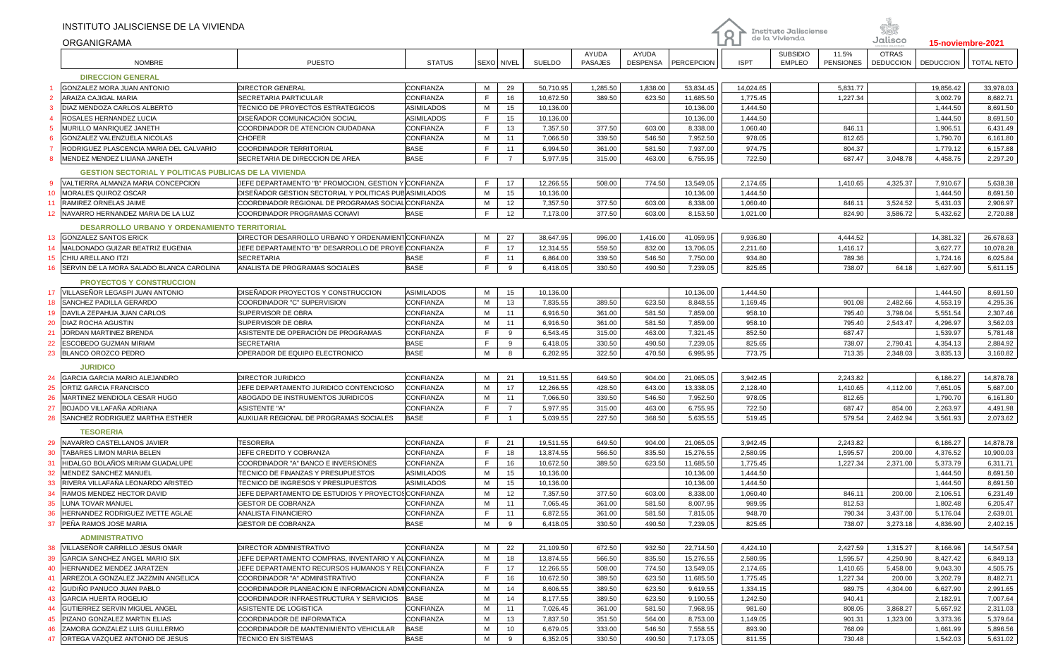INSTITUTO JALISCIENSE DE LA VIVIENDA

ORGANIGRAMA

Instituto Jalisciense de la Vivienda | Jalisco

15-noviembre-2021

| # | NOMBRE | PUESTO | STATUS | SEXO | NIVEL | SUELDO | AYUDA PASAJES | AYUDA DESPENSA | PERCEPCION | ISPT | SUBSIDIO EMPLEO | 11.5% PENSIONES | OTRAS DEDUCCION | DEDUCCION | TOTAL NETO |
|---|---|---|---|---|---|---|---|---|---|---|---|---|---|---|---|
| | **DIRECCION GENERAL** | | | | | | | | | | | | | | |
| 1 | GONZALEZ MORA JUAN ANTONIO | DIRECTOR GENERAL | CONFIANZA | M | 29 | 50,710.95 | 1,285.50 | 1,838.00 | 53,834.45 | 14,024.65 | | 5,831.77 | | 19,856.42 | 33,978.03 |
| 2 | ARAIZA CAJIGAL MARIA | SECRETARIA PARTICULAR | CONFIANZA | F | 16 | 10,672.50 | 389.50 | 623.50 | 11,685.50 | 1,775.45 | | 1,227.34 | | 3,002.79 | 8,682.71 |
| 3 | DIAZ MENDOZA CARLOS ALBERTO | TECNICO DE PROYECTOS ESTRATEGICOS | ASIMILADOS | M | 15 | 10,136.00 | | | 10,136.00 | 1,444.50 | | | | 1,444.50 | 8,691.50 |
| 4 | ROSALES HERNANDEZ LUCIA | DISEÑADOR COMUNICACIÒN SOCIAL | ASIMILADOS | F | 15 | 10,136.00 | | | 10,136.00 | 1,444.50 | | | | 1,444.50 | 8,691.50 |
| 5 | MURILLO MANRIQUEZ JANETH | COORDINADOR DE ATENCION CIUDADANA | CONFIANZA | F | 13 | 7,357.50 | 377.50 | 603.00 | 8,338.00 | 1,060.40 | | 846.11 | | 1,906.51 | 6,431.49 |
| 6 | GONZALEZ VALENZUELA NICOLAS | CHOFER | CONFIANZA | M | 11 | 7,066.50 | 339.50 | 546.50 | 7,952.50 | 978.05 | | 812.65 | | 1,790.70 | 6,161.80 |
| 7 | RODRIGUEZ PLASCENCIA MARIA DEL CALVARIO | COORDINADOR TERRITORIAL | BASE | F | 11 | 6,994.50 | 361.00 | 581.50 | 7,937.00 | 974.75 | | 804.37 | | 1,779.12 | 6,157.88 |
| 8 | MENDEZ MENDEZ LILIANA JANETH | SECRETARIA DE DIRECCION DE AREA | BASE | F | 7 | 5,977.95 | 315.00 | 463.00 | 6,755.95 | 722.50 | | 687.47 | 3,048.78 | 4,458.75 | 2,297.20 |
| | **GESTION SECTORIAL Y POLITICAS PUBLICAS DE LA VIVIENDA** | | | | | | | | | | | | | | |
| 9 | VALTIERRA ALMANZA MARIA CONCEPCION | JEFE DEPARTAMENTO "B" PROMOCION, GESTION Y | CONFIANZA | F | 17 | 12,266.55 | 508.00 | 774.50 | 13,549.05 | 2,174.65 | | 1,410.65 | 4,325.37 | 7,910.67 | 5,638.38 |
| 10 | MORALES QUIROZ OSCAR | DISEÑADOR GESTION SECTORIAL Y POLITICAS PUB | ASIMILADOS | M | 15 | 10,136.00 | | | 10,136.00 | 1,444.50 | | | | 1,444.50 | 8,691.50 |
| 11 | RAMIREZ ORNELAS JAIME | COORDINADOR REGIONAL DE PROGRAMAS SOCIAL | CONFIANZA | M | 12 | 7,357.50 | 377.50 | 603.00 | 8,338.00 | 1,060.40 | | 846.11 | 3,524.52 | 5,431.03 | 2,906.97 |
| 12 | NAVARRO HERNANDEZ MARIA DE LA LUZ | COORDINADOR PROGRAMAS CONAVI | BASE | F | 12 | 7,173.00 | 377.50 | 603.00 | 8,153.50 | 1,021.00 | | 824.90 | 3,586.72 | 5,432.62 | 2,720.88 |
| | **DESARROLLO URBANO Y ORDENAMIENTO TERRITORIAL** | | | | | | | | | | | | | | |
| 13 | GONZALEZ SANTOS ERICK | DIRECTOR DESARROLLO URBANO Y ORDENAMIENT | CONFIANZA | M | 27 | 38,647.95 | 996.00 | 1,416.00 | 41,059.95 | 9,936.80 | | 4,444.52 | | 14,381.32 | 26,678.63 |
| 14 | MALDONADO GUIZAR BEATRIZ EUGENIA | JEFE DEPARTAMENTO "B" DESARROLLO DE PROYE | CONFIANZA | F | 17 | 12,314.55 | 559.50 | 832.00 | 13,706.05 | 2,211.60 | | 1,416.17 | | 3,627.77 | 10,078.28 |
| 15 | CHIU ARELLANO ITZI | SECRETARIA | BASE | F | 11 | 6,864.00 | 339.50 | 546.50 | 7,750.00 | 934.80 | | 789.36 | | 1,724.16 | 6,025.84 |
| 16 | SERVIN DE LA MORA SALADO BLANCA CAROLINA | ANALISTA DE PROGRAMAS SOCIALES | BASE | F | 9 | 6,418.05 | 330.50 | 490.50 | 7,239.05 | 825.65 | | 738.07 | 64.18 | 1,627.90 | 5,611.15 |
| | **PROYECTOS Y CONSTRUCCION** | | | | | | | | | | | | | | |
| 17 | VILLASEÑOR LEGASPI JUAN ANTONIO | DISEÑADOR PROYECTOS Y CONSTRUCCION | ASIMILADOS | M | 15 | 10,136.00 | | | 10,136.00 | 1,444.50 | | | | 1,444.50 | 8,691.50 |
| 18 | SANCHEZ PADILLA GERARDO | COORDINADOR "C" SUPERVISION | CONFIANZA | M | 13 | 7,835.55 | 389.50 | 623.50 | 8,848.55 | 1,169.45 | | 901.08 | 2,482.66 | 4,553.19 | 4,295.36 |
| 19 | DAVILA ZEPAHUA JUAN CARLOS | SUPERVISOR DE OBRA | CONFIANZA | M | 11 | 6,916.50 | 361.00 | 581.50 | 7,859.00 | 958.10 | | 795.40 | 3,798.04 | 5,551.54 | 2,307.46 |
| 20 | DIAZ ROCHA AGUSTIN | SUPERVISOR DE OBRA | CONFIANZA | M | 11 | 6,916.50 | 361.00 | 581.50 | 7,859.00 | 958.10 | | 795.40 | 2,543.47 | 4,296.97 | 3,562.03 |
| 21 | JORDAN MARTINEZ BRENDA | ASISTENTE DE OPERACIÓN DE PROGRAMAS | CONFIANZA | F | 9 | 6,543.45 | 315.00 | 463.00 | 7,321.45 | 852.50 | | 687.47 | | 1,539.97 | 5,781.48 |
| 22 | ESCOBEDO GUZMAN MIRIAM | SECRETARIA | BASE | F | 9 | 6,418.05 | 330.50 | 490.50 | 7,239.05 | 825.65 | | 738.07 | 2,790.41 | 4,354.13 | 2,884.92 |
| 23 | BLANCO OROZCO PEDRO | OPERADOR DE EQUIPO ELECTRONICO | BASE | M | 8 | 6,202.95 | 322.50 | 470.50 | 6,995.95 | 773.75 | | 713.35 | 2,348.03 | 3,835.13 | 3,160.82 |
| | **JURIDICO** | | | | | | | | | | | | | | |
| 24 | GARCIA GARCIA MARIO ALEJANDRO | DIRECTOR JURIDICO | CONFIANZA | M | 21 | 19,511.55 | 649.50 | 904.00 | 21,065.05 | 3,942.45 | | 2,243.82 | | 6,186.27 | 14,878.78 |
| 25 | ORTIZ GARCIA FRANCISCO | JEFE DEPARTAMENTO JURIDICO CONTENCIOSO | CONFIANZA | M | 17 | 12,266.55 | 428.50 | 643.00 | 13,338.05 | 2,128.40 | | 1,410.65 | 4,112.00 | 7,651.05 | 5,687.00 |
| 26 | MARTINEZ MENDIOLA CESAR HUGO | ABOGADO DE INSTRUMENTOS JURIDICOS | CONFIANZA | M | 11 | 7,066.50 | 339.50 | 546.50 | 7,952.50 | 978.05 | | 812.65 | | 1,790.70 | 6,161.80 |
| 27 | BOJADO VILLAFAÑA ADRIANA | ASISTENTE "A" | CONFIANZA | F | 7 | 5,977.95 | 315.00 | 463.00 | 6,755.95 | 722.50 | | 687.47 | 854.00 | 2,263.97 | 4,491.98 |
| 28 | SANCHEZ RODRIGUEZ MARTHA ESTHER | AUXILIAR REGIONAL DE PROGRAMAS SOCIALES | BASE | F | 1 | 5,039.55 | 227.50 | 368.50 | 5,635.55 | 519.45 | | 579.54 | 2,462.94 | 3,561.93 | 2,073.62 |
| | **TESORERIA** | | | | | | | | | | | | | | |
| 29 | NAVARRO CASTELLANOS JAVIER | TESORERA | CONFIANZA | F | 21 | 19,511.55 | 649.50 | 904.00 | 21,065.05 | 3,942.45 | | 2,243.82 | | 6,186.27 | 14,878.78 |
| 30 | TABARES LIMON MARIA BELEN | JEFE CREDITO Y COBRANZA | CONFIANZA | F | 18 | 13,874.55 | 566.50 | 835.50 | 15,276.55 | 2,580.95 | | 1,595.57 | 200.00 | 4,376.52 | 10,900.03 |
| 31 | HIDALGO BOLAÑOS MIRIAM GUADALUPE | COORDINADOR "A" BANCO E INVERSIONES | CONFIANZA | F | 16 | 10,672.50 | 389.50 | 623.50 | 11,685.50 | 1,775.45 | | 1,227.34 | 2,371.00 | 5,373.79 | 6,311.71 |
| 32 | MENDEZ SANCHEZ MANUEL | TECNICO DE FINANZAS Y PRESUPUESTOS | ASIMILADOS | M | 15 | 10,136.00 | | | 10,136.00 | 1,444.50 | | | | 1,444.50 | 8,691.50 |
| 33 | RIVERA VILLAFAÑA LEONARDO ARISTEO | TECNICO DE INGRESOS Y PRESUPUESTOS | ASIMILADOS | M | 15 | 10,136.00 | | | 10,136.00 | 1,444.50 | | | | 1,444.50 | 8,691.50 |
| 34 | RAMOS MENDEZ HECTOR DAVID | JEFE DEPARTAMENTO DE ESTUDIOS Y PROYECTOS | CONFIANZA | M | 12 | 7,357.50 | 377.50 | 603.00 | 8,338.00 | 1,060.40 | | 846.11 | 200.00 | 2,106.51 | 6,231.49 |
| 35 | LUNA TOVAR MANUEL | GESTOR DE COBRANZA | CONFIANZA | M | 11 | 7,065.45 | 361.00 | 581.50 | 8,007.95 | 989.95 | | 812.53 | | 1,802.48 | 6,205.47 |
| 36 | HERNANDEZ RODRIGUEZ IVETTE AGLAE | ANALISTA FINANCIERO | CONFIANZA | F | 11 | 6,872.55 | 361.00 | 581.50 | 7,815.05 | 948.70 | | 790.34 | 3,437.00 | 5,176.04 | 2,639.01 |
| 37 | PEÑA RAMOS JOSE MARIA | GESTOR DE COBRANZA | BASE | M | 9 | 6,418.05 | 330.50 | 490.50 | 7,239.05 | 825.65 | | 738.07 | 3,273.18 | 4,836.90 | 2,402.15 |
| | **ADMINISTRATIVO** | | | | | | | | | | | | | | |
| 38 | VILLASEÑOR CARRILLO JESUS OMAR | DIRECTOR ADMINISTRATIVO | CONFIANZA | M | 22 | 21,109.50 | 672.50 | 932.50 | 22,714.50 | 4,424.10 | | 2,427.59 | 1,315.27 | 8,166.96 | 14,547.54 |
| 39 | GARCIA SANCHEZ ANGEL MARIO SIX | JEFE DEPARTAMENTO COMPRAS, INVENTARIO Y AL | CONFIANZA | M | 18 | 13,874.55 | 566.50 | 835.50 | 15,276.55 | 2,580.95 | | 1,595.57 | 4,250.90 | 8,427.42 | 6,849.13 |
| 40 | HERNANDEZ MENDEZ JARATZEN | JEFE DEPARTAMENTO RECURSOS HUMANOS Y REL | CONFIANZA | F | 17 | 12,266.55 | 508.00 | 774.50 | 13,549.05 | 2,174.65 | | 1,410.65 | 5,458.00 | 9,043.30 | 4,505.75 |
| 41 | ARREZOLA GONZALEZ JAZZMIN ANGELICA | COORDINADOR "A" ADMINISTRATIVO | CONFIANZA | F | 16 | 10,672.50 | 389.50 | 623.50 | 11,685.50 | 1,775.45 | | 1,227.34 | 200.00 | 3,202.79 | 8,482.71 |
| 42 | GUDIÑO PANUCO JUAN PABLO | COORDINADOR PLANEACION E INFORMACION ADMI | CONFIANZA | M | 14 | 8,606.55 | 389.50 | 623.50 | 9,619.55 | 1,334.15 | | 989.75 | 4,304.00 | 6,627.90 | 2,991.65 |
| 43 | GARCIA HUERTA ROGELIO | COORDINADOR INFRAESTRUCTURA Y SERVICIOS | BASE | M | 14 | 8,177.55 | 389.50 | 623.50 | 9,190.55 | 1,242.50 | | 940.41 | | 2,182.91 | 7,007.64 |
| 44 | GUTIERREZ SERVIN MIGUEL ANGEL | ASISTENTE DE LOGISTICA | CONFIANZA | M | 11 | 7,026.45 | 361.00 | 581.50 | 7,968.95 | 981.60 | | 808.05 | 3,868.27 | 5,657.92 | 2,311.03 |
| 45 | PIZANO GONZALEZ MARTIN ELIAS | COORDINADOR DE INFORMATICA | CONFIANZA | M | 13 | 7,837.50 | 351.50 | 564.00 | 8,753.00 | 1,149.05 | | 901.31 | 1,323.00 | 3,373.36 | 5,379.64 |
| 46 | ZAMORA GONZALEZ LUIS GUILLERMO | COORDINADOR DE MANTENIMIENTO VEHICULAR | BASE | M | 10 | 6,679.05 | 333.00 | 546.50 | 7,558.55 | 893.90 | | 768.09 | | 1,661.99 | 5,896.56 |
| 47 | ORTEGA VAZQUEZ ANTONIO DE JESUS | TECNICO EN SISTEMAS | BASE | M | 9 | 6,352.05 | 330.50 | 490.50 | 7,173.05 | 811.55 | | 730.48 | | 1,542.03 | 5,631.02 |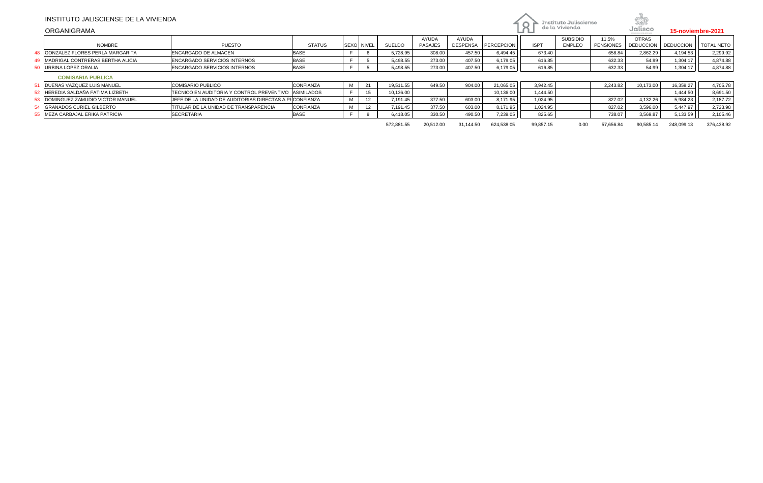INSTITUTO JALISCIENSE DE LA VIVIENDA

ORGANIGRAMA

Instituto Jalisciense de la Vivienda

Jalisco

**15-noviembre-2021**

| | NOMBRE | PUESTO | STATUS | SEXO | NIVEL | SUELDO | AYUDA PASAJES | AYUDA DESPENSA | PERCEPCION | ISPT | SUBSIDIO EMPLEO | 11.5% PENSIONES | OTRAS DEDUCCION | DEDUCCION | TOTAL NETO |
|---|---|---|---|---|---|---|---|---|---|---|---|---|---|---|---|
| 48 | GONZALEZ FLORES PERLA MARGARITA | ENCARGADO DE ALMACEN | BASE | F | 6 | 5,728.95 | 308.00 | 457.50 | 6,494.45 | 673.40 | | 658.84 | 2,862.29 | 4,194.53 | 2,299.92 |
| 49 | MADRIGAL CONTRERAS BERTHA ALICIA | ENCARGADO SERVICIOS INTERNOS | BASE | F | 5 | 5,498.55 | 273.00 | 407.50 | 6,179.05 | 616.85 | | 632.33 | 54.99 | 1,304.17 | 4,874.88 |
| 50 | URBINA LOPEZ ORALIA | ENCARGADO SERVICIOS INTERNOS | BASE | F | 5 | 5,498.55 | 273.00 | 407.50 | 6,179.05 | 616.85 | | 632.33 | 54.99 | 1,304.17 | 4,874.88 |
| | **COMISARIA PUBLICA** | | | | | | | | | | | | | | |
| 51 | DUEÑAS VAZQUEZ LUIS MANUEL | COMISARIO PUBLICO | CONFIANZA | M | 21 | 19,511.55 | 649.50 | 904.00 | 21,065.05 | 3,942.45 | | 2,243.82 | 10,173.00 | 16,359.27 | 4,705.78 |
| 52 | HEREDIA SALDAÑA FATIMA LIZBETH | TECNICO EN AUDITORIA Y CONTROL PREVENTIVO | ASIMILADOS | F | 15 | 10,136.00 | | | 10,136.00 | 1,444.50 | | | | 1,444.50 | 8,691.50 |
| 53 | DOMINGUEZ ZAMUDIO VICTOR MANUEL | JEFE DE LA UNIDAD DE AUDITORIAS DIRECTAS A PF | CONFIANZA | M | 12 | 7,191.45 | 377.50 | 603.00 | 8,171.95 | 1,024.95 | | 827.02 | 4,132.26 | 5,984.23 | 2,187.72 |
| 54 | GRANADOS CURIEL GILBERTO | TITULAR DE LA UNIDAD DE TRANSPARENCIA | CONFIANZA | M | 12 | 7,191.45 | 377.50 | 603.00 | 8,171.95 | 1,024.95 | | 827.02 | 3,596.00 | 5,447.97 | 2,723.98 |
| 55 | MEZA CARBAJAL ERIKA PATRICIA | SECRETARIA | BASE | F | 9 | 6,418.05 | 330.50 | 490.50 | 7,239.05 | 825.65 | | 738.07 | 3,569.87 | 5,133.59 | 2,105.46 |
| | | | | | | 572,881.55 | 20,512.00 | 31,144.50 | 624,538.05 | 99,857.15 | 0.00 | 57,656.84 | 90,585.14 | 248,099.13 | 376,438.92 |